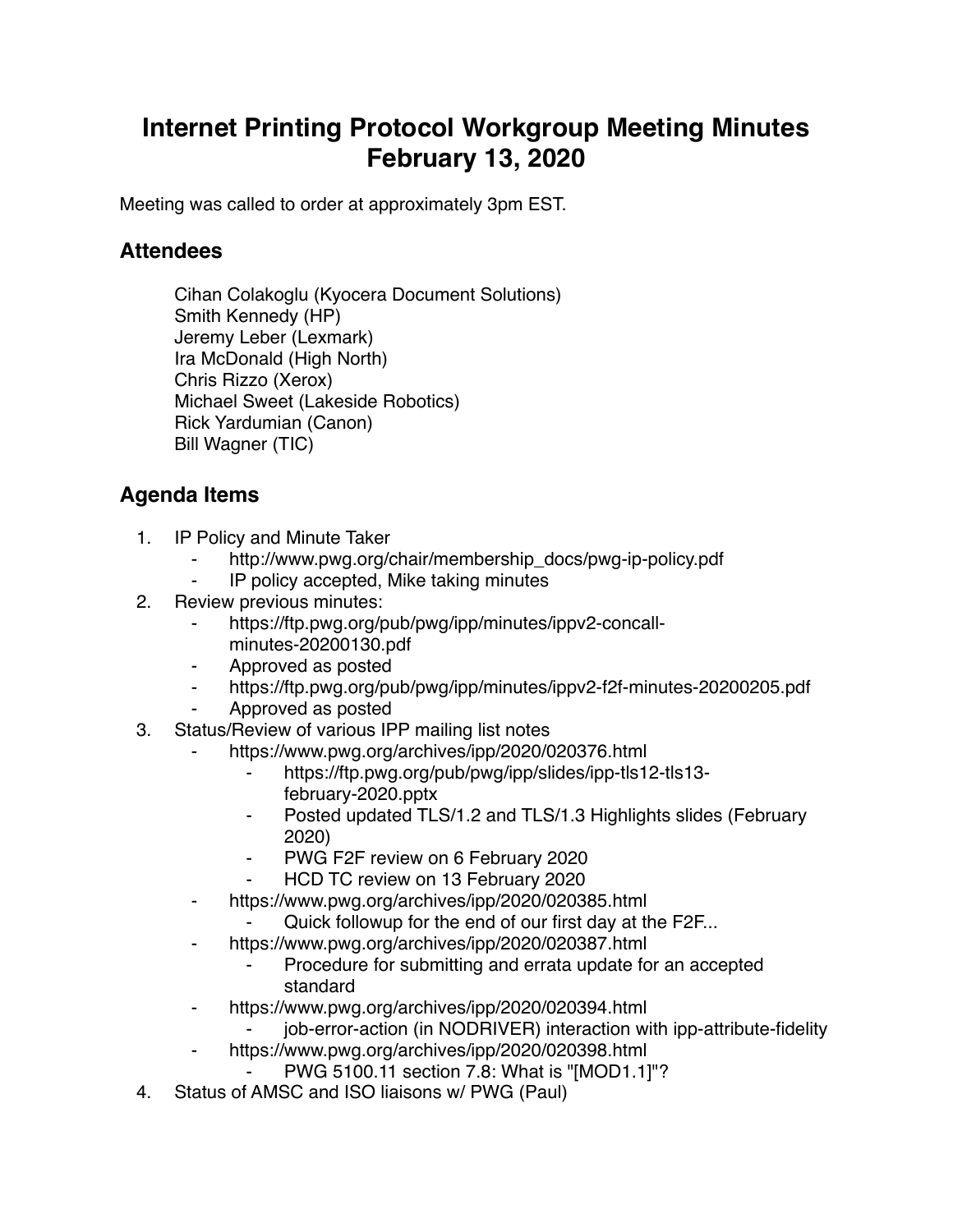# Internet Printing Protocol Workgroup Meeting Minutes February 13, 2020

Meeting was called to order at approximately 3pm EST.

## Attendees

Cihan Colakoglu (Kyocera Document Solutions)
Smith Kennedy (HP)
Jeremy Leber (Lexmark)
Ira McDonald (High North)
Chris Rizzo (Xerox)
Michael Sweet (Lakeside Robotics)
Rick Yardumian (Canon)
Bill Wagner (TIC)

## Agenda Items

1. IP Policy and Minute Taker
    - http://www.pwg.org/chair/membership_docs/pwg-ip-policy.pdf
    - IP policy accepted, Mike taking minutes
2. Review previous minutes:
    - https://ftp.pwg.org/pub/pwg/ipp/minutes/ippv2-concall-minutes-20200130.pdf
    - Approved as posted
    - https://ftp.pwg.org/pub/pwg/ipp/minutes/ippv2-f2f-minutes-20200205.pdf
    - Approved as posted
3. Status/Review of various IPP mailing list notes
    - https://www.pwg.org/archives/ipp/2020/020376.html
        - https://ftp.pwg.org/pub/pwg/ipp/slides/ipp-tls12-tls13-february-2020.pptx
        - Posted updated TLS/1.2 and TLS/1.3 Highlights slides (February 2020)
        - PWG F2F review on 6 February 2020
        - HCD TC review on 13 February 2020
    - https://www.pwg.org/archives/ipp/2020/020385.html
        - Quick followup for the end of our first day at the F2F...
    - https://www.pwg.org/archives/ipp/2020/020387.html
        - Procedure for submitting and errata update for an accepted standard
    - https://www.pwg.org/archives/ipp/2020/020394.html
        - job-error-action (in NODRIVER) interaction with ipp-attribute-fidelity
    - https://www.pwg.org/archives/ipp/2020/020398.html
        - PWG 5100.11 section 7.8: What is "[MOD1.1]"?
4. Status of AMSC and ISO liaisons w/ PWG (Paul)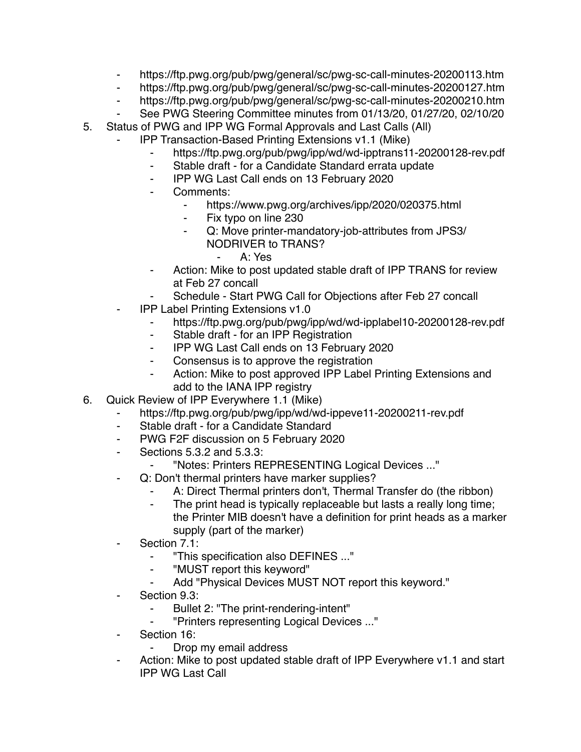- https://ftp.pwg.org/pub/pwg/general/sc/pwg-sc-call-minutes-20200113.htm
- https://ftp.pwg.org/pub/pwg/general/sc/pwg-sc-call-minutes-20200127.htm
- https://ftp.pwg.org/pub/pwg/general/sc/pwg-sc-call-minutes-20200210.htm
- See PWG Steering Committee minutes from 01/13/20, 01/27/20, 02/10/20

5. Status of PWG and IPP WG Formal Approvals and Last Calls (All)
    - IPP Transaction-Based Printing Extensions v1.1 (Mike)
        - https://ftp.pwg.org/pub/pwg/ipp/wd/wd-ipptrans11-20200128-rev.pdf
        - Stable draft - for a Candidate Standard errata update
        - IPP WG Last Call ends on 13 February 2020
        - Comments:
            - https://www.pwg.org/archives/ipp/2020/020375.html
            - Fix typo on line 230
            - Q: Move printer-mandatory-job-attributes from JPS3/NODRIVER to TRANS?
                - A: Yes
        - Action: Mike to post updated stable draft of IPP TRANS for review at Feb 27 concall
        - Schedule - Start PWG Call for Objections after Feb 27 concall
    - IPP Label Printing Extensions v1.0
        - https://ftp.pwg.org/pub/pwg/ipp/wd/wd-ipplabel10-20200128-rev.pdf
        - Stable draft - for an IPP Registration
        - IPP WG Last Call ends on 13 February 2020
        - Consensus is to approve the registration
        - Action: Mike to post approved IPP Label Printing Extensions and add to the IANA IPP registry

6. Quick Review of IPP Everywhere 1.1 (Mike)
    - https://ftp.pwg.org/pub/pwg/ipp/wd/wd-ippeve11-20200211-rev.pdf
    - Stable draft - for a Candidate Standard
    - PWG F2F discussion on 5 February 2020
    - Sections 5.3.2 and 5.3.3:
        - "Notes: Printers REPRESENTING Logical Devices ..."
    - Q: Don't thermal printers have marker supplies?
        - A: Direct Thermal printers don't, Thermal Transfer do (the ribbon)
        - The print head is typically replaceable but lasts a really long time; the Printer MIB doesn't have a definition for print heads as a marker supply (part of the marker)
    - Section 7.1:
        - "This specification also DEFINES ..."
        - "MUST report this keyword"
        - Add "Physical Devices MUST NOT report this keyword."
    - Section 9.3:
        - Bullet 2: "The print-rendering-intent"
        - "Printers representing Logical Devices ..."
    - Section 16:
        - Drop my email address
    - Action: Mike to post updated stable draft of IPP Everywhere v1.1 and start IPP WG Last Call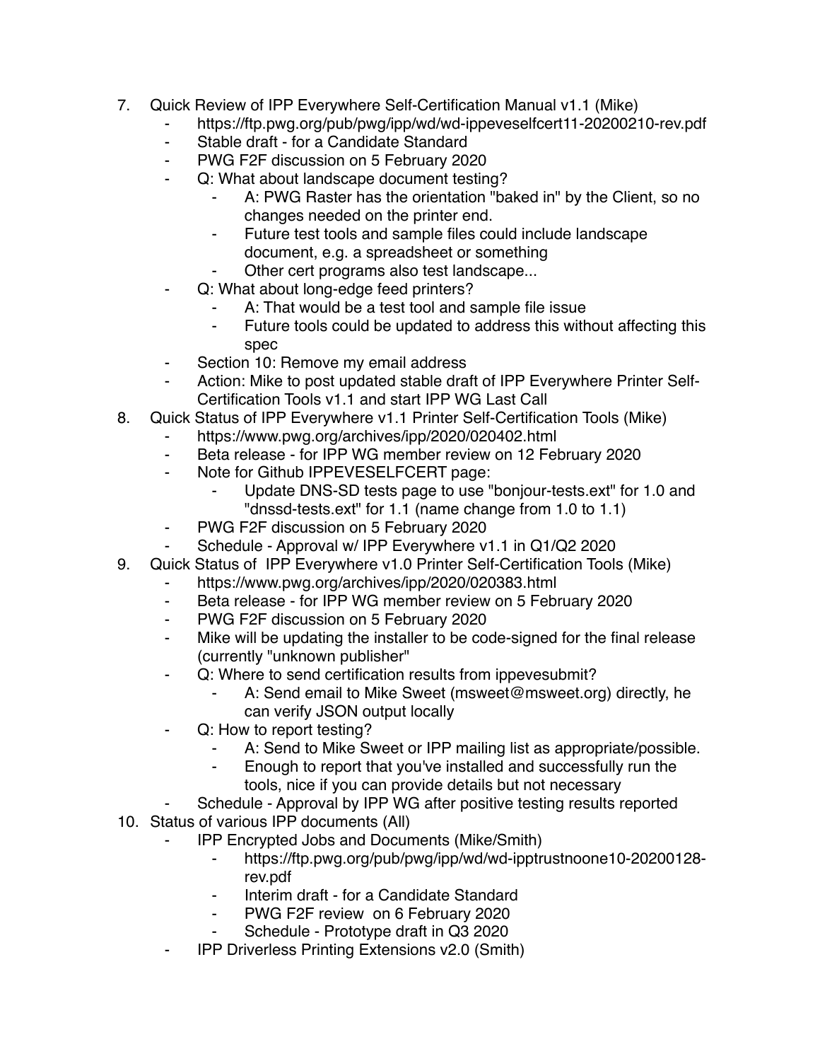7. Quick Review of IPP Everywhere Self-Certification Manual v1.1 (Mike)
    - https://ftp.pwg.org/pub/pwg/ipp/wd/wd-ippeveselfcert11-20200210-rev.pdf
    - Stable draft - for a Candidate Standard
    - PWG F2F discussion on 5 February 2020
    - Q: What about landscape document testing?
        - A: PWG Raster has the orientation "baked in" by the Client, so no changes needed on the printer end.
        - Future test tools and sample files could include landscape document, e.g. a spreadsheet or something
        - Other cert programs also test landscape...
    - Q: What about long-edge feed printers?
        - A: That would be a test tool and sample file issue
        - Future tools could be updated to address this without affecting this spec
    - Section 10: Remove my email address
    - Action: Mike to post updated stable draft of IPP Everywhere Printer Self-Certification Tools v1.1 and start IPP WG Last Call
8. Quick Status of IPP Everywhere v1.1 Printer Self-Certification Tools (Mike)
    - https://www.pwg.org/archives/ipp/2020/020402.html
    - Beta release - for IPP WG member review on 12 February 2020
    - Note for Github IPPEVESELFCERT page:
        - Update DNS-SD tests page to use "bonjour-tests.ext" for 1.0 and "dnssd-tests.ext" for 1.1 (name change from 1.0 to 1.1)
    - PWG F2F discussion on 5 February 2020
    - Schedule - Approval w/ IPP Everywhere v1.1 in Q1/Q2 2020
9. Quick Status of IPP Everywhere v1.0 Printer Self-Certification Tools (Mike)
    - https://www.pwg.org/archives/ipp/2020/020383.html
    - Beta release - for IPP WG member review on 5 February 2020
    - PWG F2F discussion on 5 February 2020
    - Mike will be updating the installer to be code-signed for the final release (currently "unknown publisher"
    - Q: Where to send certification results from ippevesubmit?
        - A: Send email to Mike Sweet (msweet@msweet.org) directly, he can verify JSON output locally
    - Q: How to report testing?
        - A: Send to Mike Sweet or IPP mailing list as appropriate/possible.
        - Enough to report that you've installed and successfully run the tools, nice if you can provide details but not necessary
    - Schedule - Approval by IPP WG after positive testing results reported
10. Status of various IPP documents (All)
    - IPP Encrypted Jobs and Documents (Mike/Smith)
        - https://ftp.pwg.org/pub/pwg/ipp/wd/wd-ipptrustnoone10-20200128-rev.pdf
        - Interim draft - for a Candidate Standard
        - PWG F2F review on 6 February 2020
        - Schedule - Prototype draft in Q3 2020
    - IPP Driverless Printing Extensions v2.0 (Smith)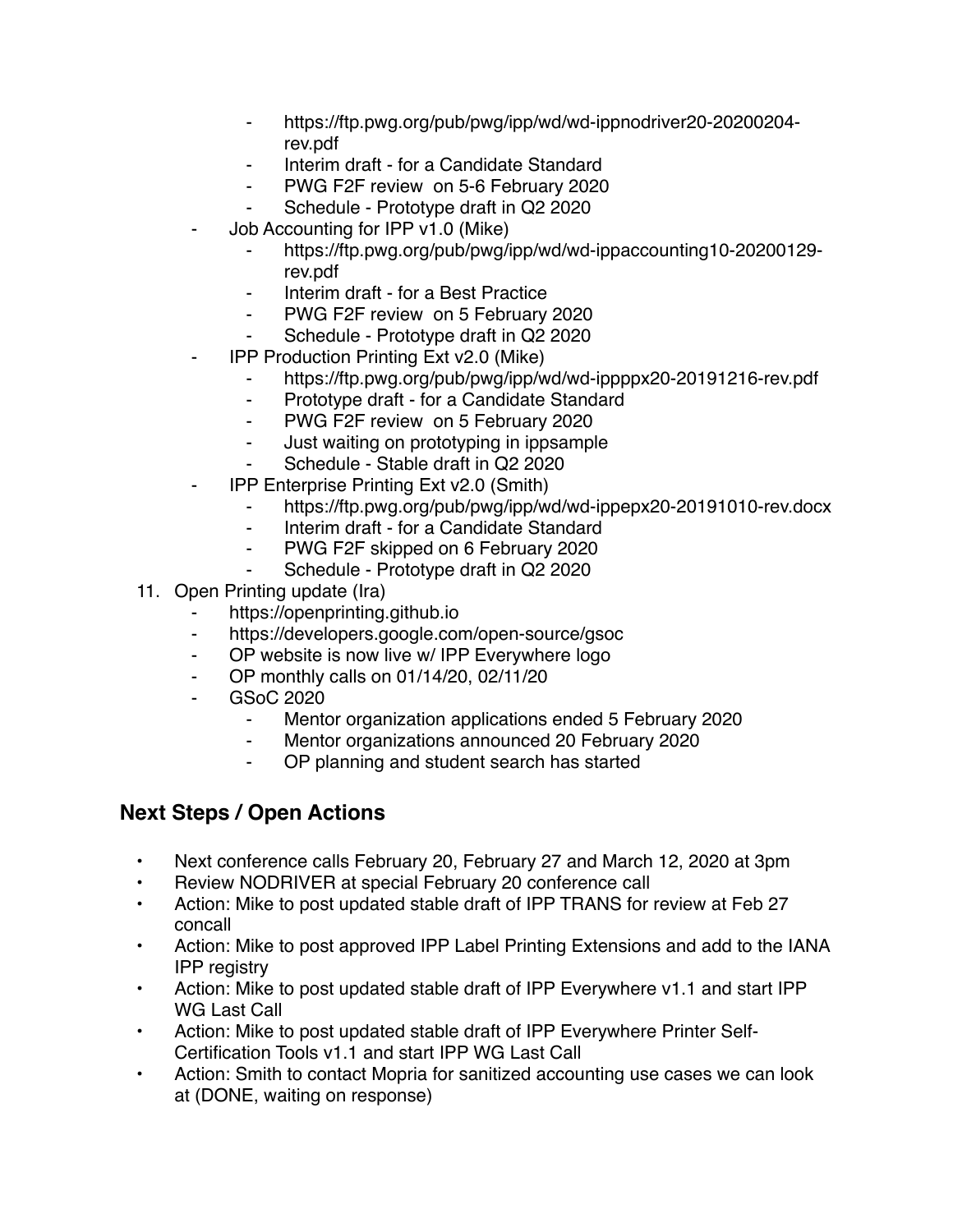- https://ftp.pwg.org/pub/pwg/ipp/wd/wd-ippnodriver20-20200204-rev.pdf
        - Interim draft - for a Candidate Standard
        - PWG F2F review  on 5-6 February 2020
        - Schedule - Prototype draft in Q2 2020
    - Job Accounting for IPP v1.0 (Mike)
        - https://ftp.pwg.org/pub/pwg/ipp/wd/wd-ippaccounting10-20200129-rev.pdf
        - Interim draft - for a Best Practice
        - PWG F2F review  on 5 February 2020
        - Schedule - Prototype draft in Q2 2020
    - IPP Production Printing Ext v2.0 (Mike)
        - https://ftp.pwg.org/pub/pwg/ipp/wd/wd-ippppx20-20191216-rev.pdf
        - Prototype draft - for a Candidate Standard
        - PWG F2F review  on 5 February 2020
        - Just waiting on prototyping in ippsample
        - Schedule - Stable draft in Q2 2020
    - IPP Enterprise Printing Ext v2.0 (Smith)
        - https://ftp.pwg.org/pub/pwg/ipp/wd/wd-ippepx20-20191010-rev.docx
        - Interim draft - for a Candidate Standard
        - PWG F2F skipped on 6 February 2020
        - Schedule - Prototype draft in Q2 2020

11. Open Printing update (Ira)
    - https://openprinting.github.io
    - https://developers.google.com/open-source/gsoc
    - OP website is now live w/ IPP Everywhere logo
    - OP monthly calls on 01/14/20, 02/11/20
    - GSoC 2020
        - Mentor organization applications ended 5 February 2020
        - Mentor organizations announced 20 February 2020
        - OP planning and student search has started

## Next Steps / Open Actions

- Next conference calls February 20, February 27 and March 12, 2020 at 3pm
- Review NODRIVER at special February 20 conference call
- Action: Mike to post updated stable draft of IPP TRANS for review at Feb 27 concall
- Action: Mike to post approved IPP Label Printing Extensions and add to the IANA IPP registry
- Action: Mike to post updated stable draft of IPP Everywhere v1.1 and start IPP WG Last Call
- Action: Mike to post updated stable draft of IPP Everywhere Printer Self-Certification Tools v1.1 and start IPP WG Last Call
- Action: Smith to contact Mopria for sanitized accounting use cases we can look at (DONE, waiting on response)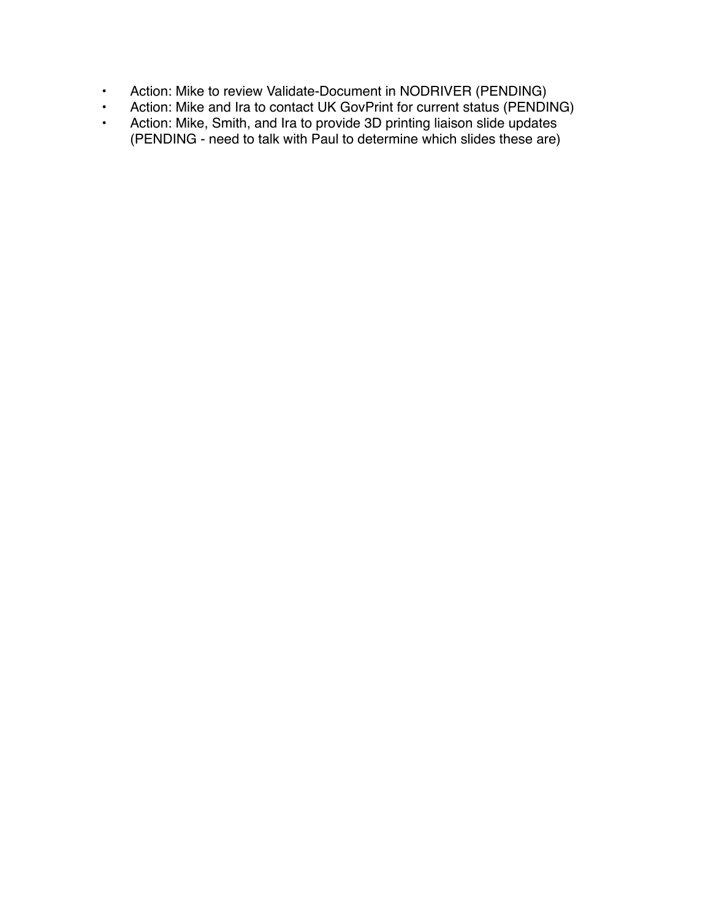- Action: Mike to review Validate-Document in NODRIVER (PENDING)
- Action: Mike and Ira to contact UK GovPrint for current status (PENDING)
- Action: Mike, Smith, and Ira to provide 3D printing liaison slide updates (PENDING - need to talk with Paul to determine which slides these are)